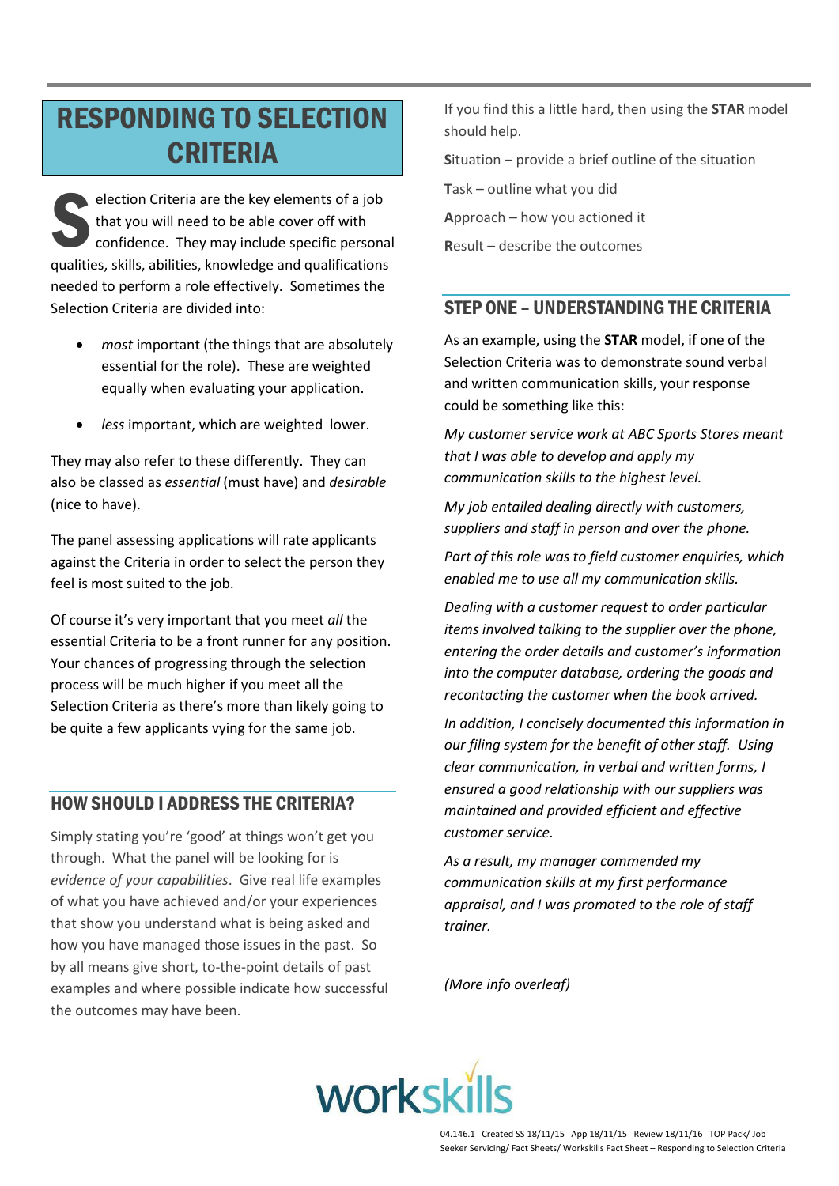# RESPONDING TO SELECTION CRITERIA

Selection Criteria are the key elements of a job that you will need to be able cover off with confidence. They may include specific personal qualities, skills, abilities, knowledge and qualifications needed to perform a role effectively. Sometimes the Selection Criteria are divided into:

- *most* important (the things that are absolutely essential for the role). These are weighted equally when evaluating your application.
- *less* important, which are weighted lower.

They may also refer to these differently. They can also be classed as *essential* (must have) and *desirable* (nice to have).

The panel assessing applications will rate applicants against the Criteria in order to select the person they feel is most suited to the job.

Of course it's very important that you meet *all* the essential Criteria to be a front runner for any position. Your chances of progressing through the selection process will be much higher if you meet all the Selection Criteria as there's more than likely going to be quite a few applicants vying for the same job.

## HOW SHOULD I ADDRESS THE CRITERIA?

Simply stating you're 'good' at things won't get you through. What the panel will be looking for is *evidence of your capabilities*. Give real life examples of what you have achieved and/or your experiences that show you understand what is being asked and how you have managed those issues in the past. So by all means give short, to-the-point details of past examples and where possible indicate how successful the outcomes may have been.

If you find this a little hard, then using the **STAR** model should help.

**S**ituation – provide a brief outline of the situation

**T**ask – outline what you did

**A**pproach – how you actioned it

**R**esult – describe the outcomes

## STEP ONE – UNDERSTANDING THE CRITERIA

As an example, using the **STAR** model, if one of the Selection Criteria was to demonstrate sound verbal and written communication skills, your response could be something like this:

*My customer service work at ABC Sports Stores meant that I was able to develop and apply my communication skills to the highest level.*

*My job entailed dealing directly with customers, suppliers and staff in person and over the phone.*

*Part of this role was to field customer enquiries, which enabled me to use all my communication skills.*

*Dealing with a customer request to order particular items involved talking to the supplier over the phone, entering the order details and customer's information into the computer database, ordering the goods and recontacting the customer when the book arrived.*

*In addition, I concisely documented this information in our filing system for the benefit of other staff. Using clear communication, in verbal and written forms, I ensured a good relationship with our suppliers was maintained and provided efficient and effective customer service.*

*As a result, my manager commended my communication skills at my first performance appraisal, and I was promoted to the role of staff trainer.*

*(More info overleaf)*

workskills

04.146.1 Created SS 18/11/15 App 18/11/15 Review 18/11/16 TOP Pack/ Job Seeker Servicing/ Fact Sheets/ Workskills Fact Sheet – Responding to Selection Criteria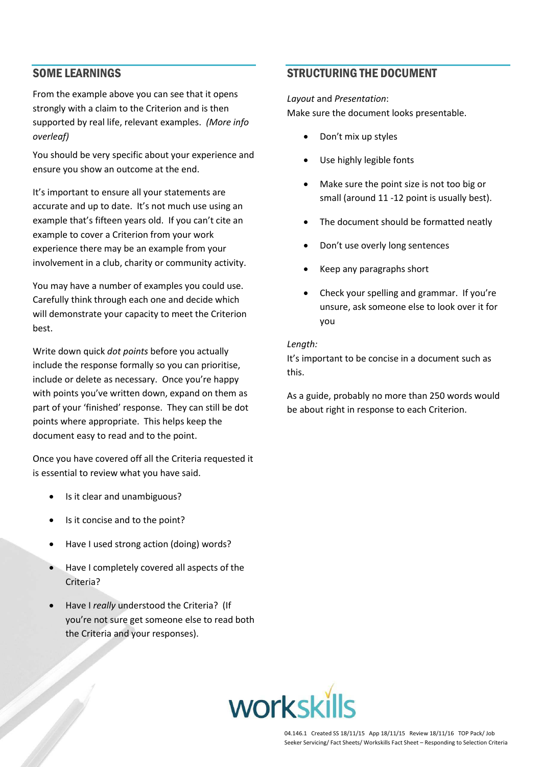## SOME LEARNINGS

From the example above you can see that it opens strongly with a claim to the Criterion and is then supported by real life, relevant examples. *(More info overleaf)*

You should be very specific about your experience and ensure you show an outcome at the end.

It's important to ensure all your statements are accurate and up to date. It's not much use using an example that's fifteen years old. If you can't cite an example to cover a Criterion from your work experience there may be an example from your involvement in a club, charity or community activity.

You may have a number of examples you could use. Carefully think through each one and decide which will demonstrate your capacity to meet the Criterion best.

Write down quick *dot points* before you actually include the response formally so you can prioritise, include or delete as necessary. Once you're happy with points you've written down, expand on them as part of your 'finished' response. They can still be dot points where appropriate. This helps keep the document easy to read and to the point.

Once you have covered off all the Criteria requested it is essential to review what you have said.

- Is it clear and unambiguous?
- Is it concise and to the point?
- Have I used strong action (doing) words?
- Have I completely covered all aspects of the Criteria?
- Have I *really* understood the Criteria? (If you're not sure get someone else to read both the Criteria and your responses).

## STRUCTURING THE DOCUMENT

*Layout* and *Presentation*:
Make sure the document looks presentable.

- Don't mix up styles
- Use highly legible fonts
- Make sure the point size is not too big or small (around 11 -12 point is usually best).
- The document should be formatted neatly
- Don't use overly long sentences
- Keep any paragraphs short
- Check your spelling and grammar. If you're unsure, ask someone else to look over it for you

*Length:*
It's important to be concise in a document such as this.

As a guide, probably no more than 250 words would be about right in response to each Criterion.

workskills

04.146.1 Created SS 18/11/15 App 18/11/15 Review 18/11/16 TOP Pack/ Job Seeker Servicing/ Fact Sheets/ Workskills Fact Sheet – Responding to Selection Criteria